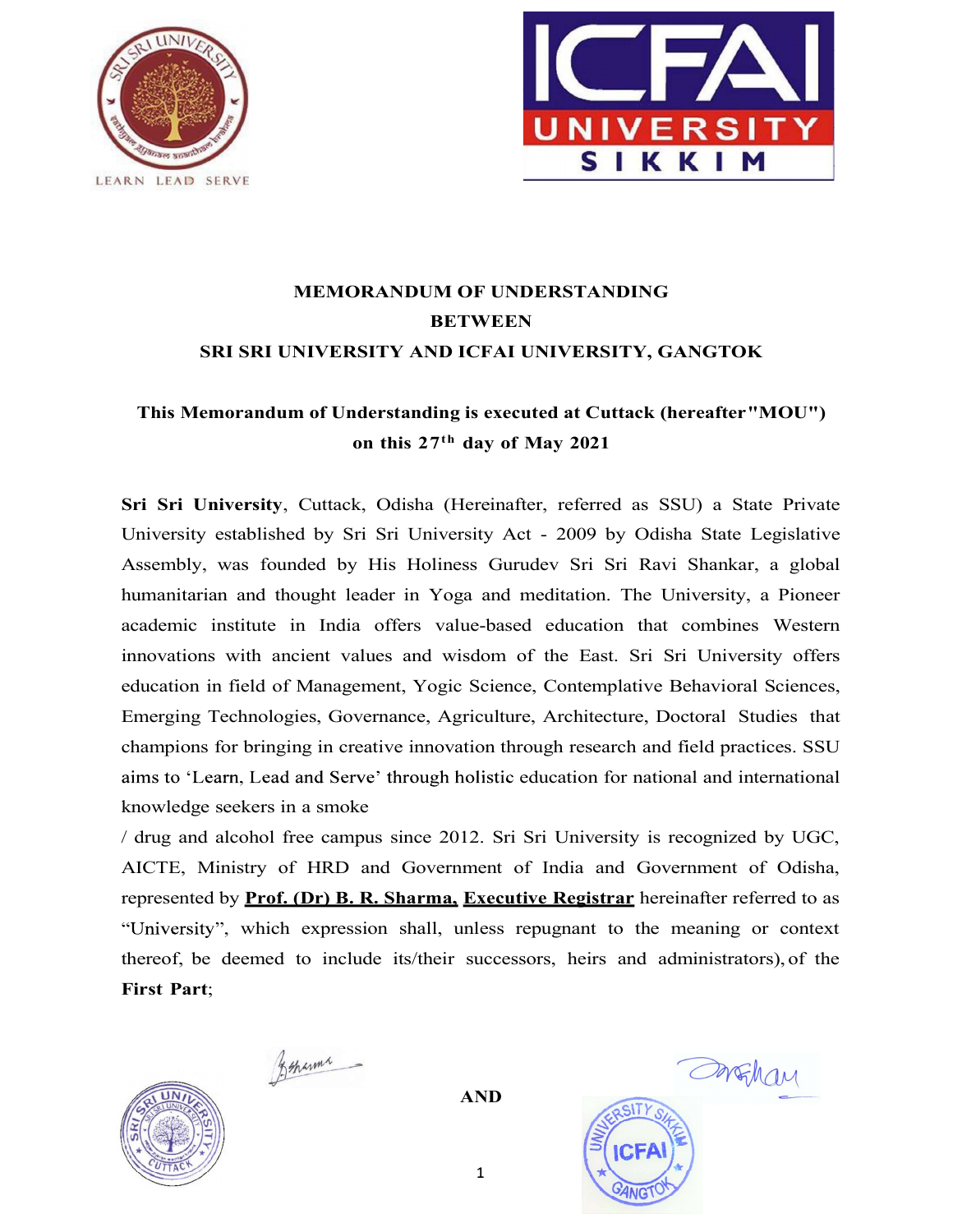# MEMORANDUM OF UNDERSTANDING BETWEEN SRI SRI UNIVERSITY AND ICFAI UNIVERSITY, GANGTOK

**This Memorandum of Understanding is executed at Cuttack (hereafter"MOU") on this 27th day of May 2021**

**Sri Sri University**, Cuttack, Odisha (Hereinafter, referred as SSU) a State Private University established by Sri Sri University Act - 2009 by Odisha State Legislative Assembly, was founded by His Holiness Gurudev Sri Sri Ravi Shankar, a global humanitarian and thought leader in Yoga and meditation. The University, a Pioneer academic institute in India offers value-based education that combines Western innovations with ancient values and wisdom of the East. Sri Sri University offers education in field of Management, Yogic Science, Contemplative Behavioral Sciences, Emerging Technologies, Governance, Agriculture, Architecture, Doctoral Studies that champions for bringing in creative innovation through research and field practices. SSU aims to 'Learn, Lead and Serve' through holistic education for national and international knowledge seekers in a smoke / drug and alcohol free campus since 2012. Sri Sri University is recognized by UGC, AICTE, Ministry of HRD and Government of India and Government of Odisha, represented by **Prof. (Dr) B. R. Sharma, Executive Registrar** hereinafter referred to as "University", which expression shall, unless repugnant to the meaning or context thereof, be deemed to include its/their successors, heirs and administrators), of the **First Part**;

**AND**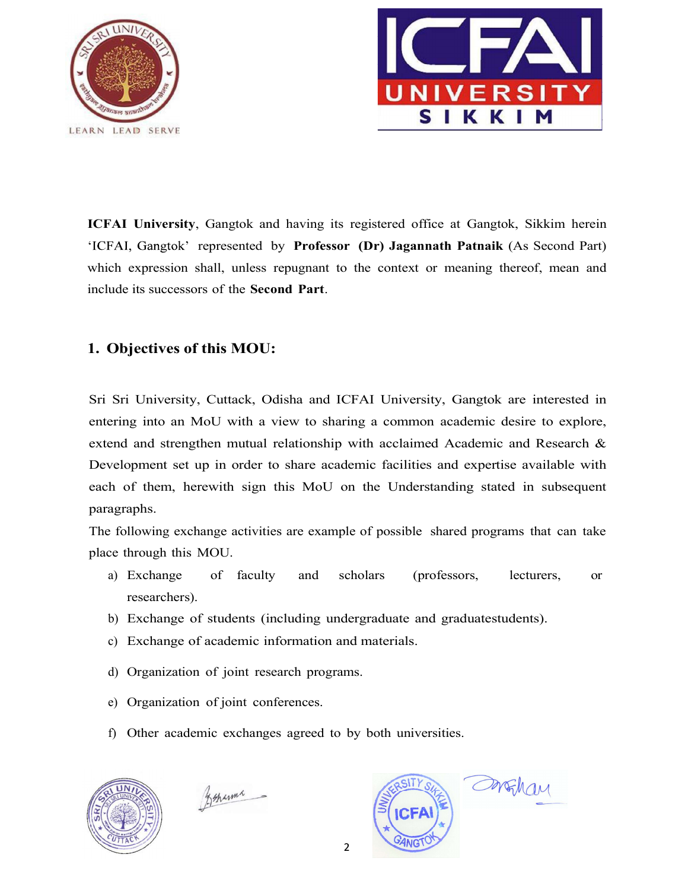**ICFAI University**, Gangtok and having its registered office at Gangtok, Sikkim herein 'ICFAI, Gangtok' represented by **Professor (Dr) Jagannath Patnaik** (As Second Part) which expression shall, unless repugnant to the context or meaning thereof, mean and include its successors of the **Second Part**.

## 1. Objectives of this MOU:

Sri Sri University, Cuttack, Odisha and ICFAI University, Gangtok are interested in entering into an MoU with a view to sharing a common academic desire to explore, extend and strengthen mutual relationship with acclaimed Academic and Research & Development set up in order to share academic facilities and expertise available with each of them, herewith sign this MoU on the Understanding stated in subsequent paragraphs.

The following exchange activities are example of possible shared programs that can take place through this MOU.

a) Exchange of faculty and scholars (professors, lecturers, or researchers).

b) Exchange of students (including undergraduate and graduatestudents).

c) Exchange of academic information and materials.

d) Organization of joint research programs.

e) Organization of joint conferences.

f) Other academic exchanges agreed to by both universities.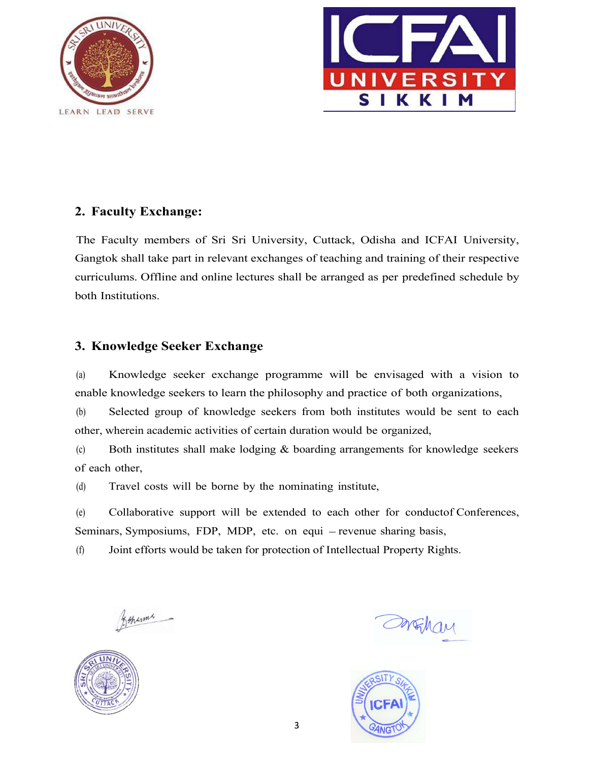## 2. Faculty Exchange:

The Faculty members of Sri Sri University, Cuttack, Odisha and ICFAI University, Gangtok shall take part in relevant exchanges of teaching and training of their respective curriculums. Offline and online lectures shall be arranged as per predefined schedule by both Institutions.

## 3. Knowledge Seeker Exchange

(a) Knowledge seeker exchange programme will be envisaged with a vision to enable knowledge seekers to learn the philosophy and practice of both organizations,

(b) Selected group of knowledge seekers from both institutes would be sent to each other, wherein academic activities of certain duration would be organized,

(c) Both institutes shall make lodging & boarding arrangements for knowledge seekers of each other,

(d) Travel costs will be borne by the nominating institute,

(e) Collaborative support will be extended to each other for conductof Conferences, Seminars, Symposiums, FDP, MDP, etc. on equi – revenue sharing basis,

(f) Joint efforts would be taken for protection of Intellectual Property Rights.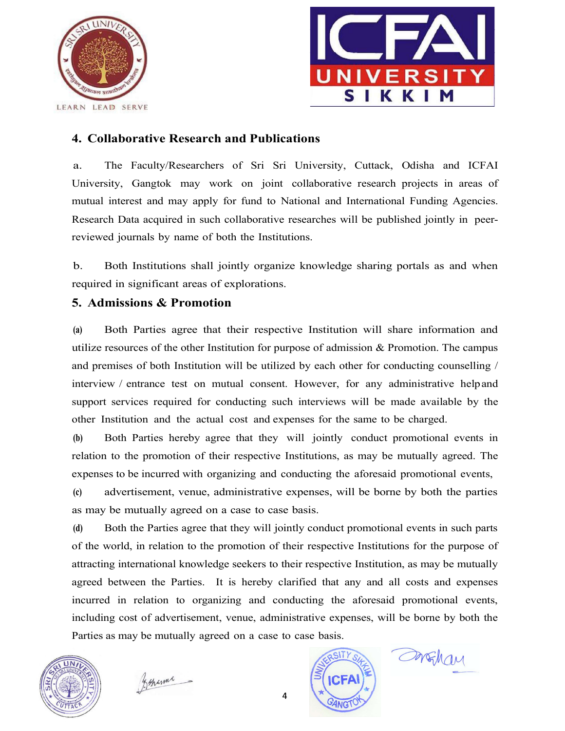## 4. Collaborative Research and Publications

a. The Faculty/Researchers of Sri Sri University, Cuttack, Odisha and ICFAI University, Gangtok may work on joint collaborative research projects in areas of mutual interest and may apply for fund to National and International Funding Agencies. Research Data acquired in such collaborative researches will be published jointly in peer-reviewed journals by name of both the Institutions.

b. Both Institutions shall jointly organize knowledge sharing portals as and when required in significant areas of explorations.

## 5. Admissions & Promotion

**(a)** Both Parties agree that their respective Institution will share information and utilize resources of the other Institution for purpose of admission & Promotion. The campus and premises of both Institution will be utilized by each other for conducting counselling / interview / entrance test on mutual consent. However, for any administrative help and support services required for conducting such interviews will be made available by the other Institution and the actual cost and expenses for the same to be charged.

**(b)** Both Parties hereby agree that they will jointly conduct promotional events in relation to the promotion of their respective Institutions, as may be mutually agreed. The expenses to be incurred with organizing and conducting the aforesaid promotional events,

**(c)** advertisement, venue, administrative expenses, will be borne by both the parties as may be mutually agreed on a case to case basis.

**(d)** Both the Parties agree that they will jointly conduct promotional events in such parts of the world, in relation to the promotion of their respective Institutions for the purpose of attracting international knowledge seekers to their respective Institution, as may be mutually agreed between the Parties. It is hereby clarified that any and all costs and expenses incurred in relation to organizing and conducting the aforesaid promotional events, including cost of advertisement, venue, administrative expenses, will be borne by both the Parties as may be mutually agreed on a case to case basis.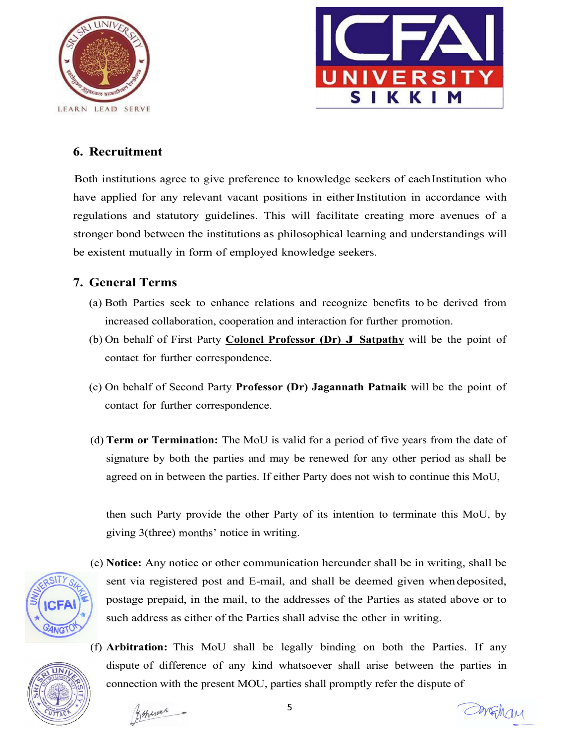## 6. Recruitment

Both institutions agree to give preference to knowledge seekers of each Institution who have applied for any relevant vacant positions in either Institution in accordance with regulations and statutory guidelines. This will facilitate creating more avenues of a stronger bond between the institutions as philosophical learning and understandings will be existent mutually in form of employed knowledge seekers.

## 7. General Terms

(a) Both Parties seek to enhance relations and recognize benefits to be derived from increased collaboration, cooperation and interaction for further promotion.

(b) On behalf of First Party **Colonel Professor (Dr) J Satpathy** will be the point of contact for further correspondence.

(c) On behalf of Second Party **Professor (Dr) Jagannath Patnaik** will be the point of contact for further correspondence.

(d) **Term or Termination:** The MoU is valid for a period of five years from the date of signature by both the parties and may be renewed for any other period as shall be agreed on in between the parties. If either Party does not wish to continue this MoU,

then such Party provide the other Party of its intention to terminate this MoU, by giving 3(three) months' notice in writing.

(e) **Notice:** Any notice or other communication hereunder shall be in writing, shall be sent via registered post and E-mail, and shall be deemed given when deposited, postage prepaid, in the mail, to the addresses of the Parties as stated above or to such address as either of the Parties shall advise the other in writing.

(f) **Arbitration:** This MoU shall be legally binding on both the Parties. If any dispute of difference of any kind whatsoever shall arise between the parties in connection with the present MOU, parties shall promptly refer the dispute of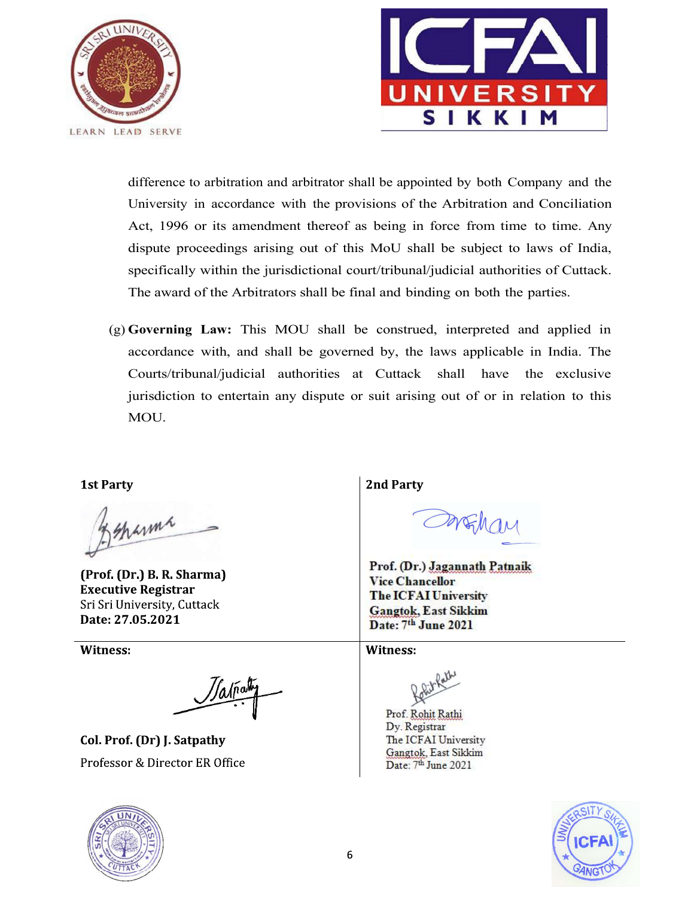difference to arbitration and arbitrator shall be appointed by both Company and the University in accordance with the provisions of the Arbitration and Conciliation Act, 1996 or its amendment thereof as being in force from time to time. Any dispute proceedings arising out of this MoU shall be subject to laws of India, specifically within the jurisdictional court/tribunal/judicial authorities of Cuttack. The award of the Arbitrators shall be final and binding on both the parties.

(g) **Governing Law:** This MOU shall be construed, interpreted and applied in accordance with, and shall be governed by, the laws applicable in India. The Courts/tribunal/judicial authorities at Cuttack shall have the exclusive jurisdiction to entertain any dispute or suit arising out of or in relation to this MOU.

| **1st Party** | **2nd Party** |
|---|---|
| **(Prof. (Dr.) B. R. Sharma)**<br>**Executive Registrar**<br>Sri Sri University, Cuttack<br>**Date: 27.05.2021** | **Prof. (Dr.) Jagannath Patnaik**<br>**Vice Chancellor**<br>**The ICFAI University**<br>**Gangtok, East Sikkim**<br>**Date: 7th June 2021** |
| **Witness:** | **Witness:** |
| **Col. Prof. (Dr) J. Satpathy**<br>Professor & Director ER Office | Prof. Rohit Rathi<br>Dy. Registrar<br>The ICFAI University<br>Gangtok, East Sikkim<br>Date: 7th June 2021 |